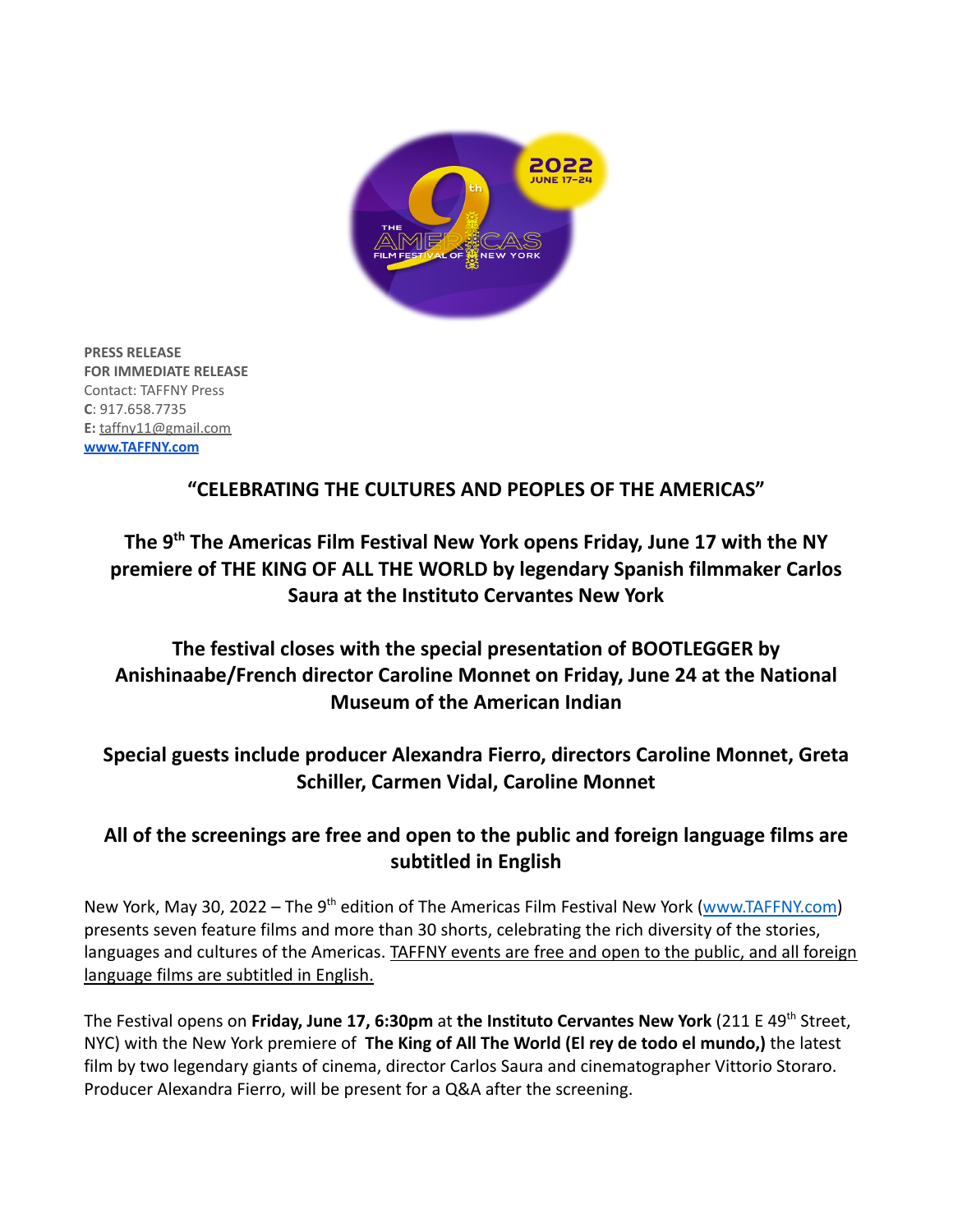**PRESS RELEASE**
**FOR IMMEDIATE RELEASE**
Contact: TAFFNY Press
**C**: 917.658.7735
**E:** taffny11@gmail.com
**www.TAFFNY.com**

## "CELEBRATING THE CULTURES AND PEOPLES OF THE AMERICAS"

## The 9th The Americas Film Festival New York opens Friday, June 17 with the NY premiere of THE KING OF ALL THE WORLD by legendary Spanish filmmaker Carlos Saura at the Instituto Cervantes New York

## The festival closes with the special presentation of BOOTLEGGER by Anishinaabe/French director Caroline Monnet on Friday, June 24 at the National Museum of the American Indian

## Special guests include producer Alexandra Fierro, directors Caroline Monnet, Greta Schiller, Carmen Vidal, Caroline Monnet

## All of the screenings are free and open to the public and foreign language films are subtitled in English

New York, May 30, 2022 – The 9th edition of The Americas Film Festival New York (www.TAFFNY.com) presents seven feature films and more than 30 shorts, celebrating the rich diversity of the stories, languages and cultures of the Americas. TAFFNY events are free and open to the public, and all foreign language films are subtitled in English.

The Festival opens on **Friday, June 17, 6:30pm** at **the Instituto Cervantes New York** (211 E 49th Street, NYC) with the New York premiere of **The King of All The World (El rey de todo el mundo,)** the latest film by two legendary giants of cinema, director Carlos Saura and cinematographer Vittorio Storaro. Producer Alexandra Fierro, will be present for a Q&A after the screening.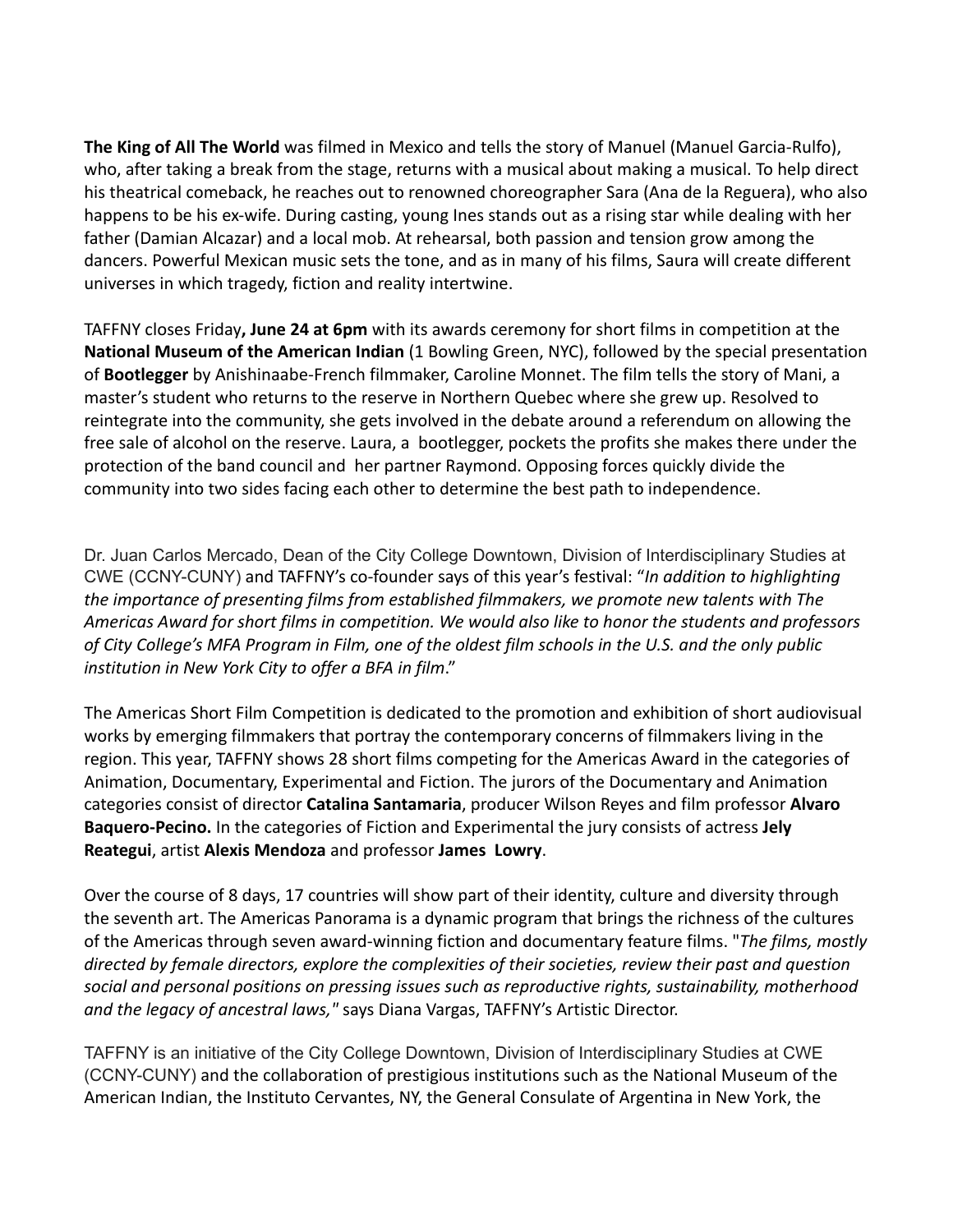**The King of All The World** was filmed in Mexico and tells the story of Manuel (Manuel Garcia-Rulfo), who, after taking a break from the stage, returns with a musical about making a musical. To help direct his theatrical comeback, he reaches out to renowned choreographer Sara (Ana de la Reguera), who also happens to be his ex-wife. During casting, young Ines stands out as a rising star while dealing with her father (Damian Alcazar) and a local mob. At rehearsal, both passion and tension grow among the dancers. Powerful Mexican music sets the tone, and as in many of his films, Saura will create different universes in which tragedy, fiction and reality intertwine.

TAFFNY closes Friday**, June 24 at 6pm** with its awards ceremony for short films in competition at the **National Museum of the American Indian** (1 Bowling Green, NYC), followed by the special presentation of **Bootlegger** by Anishinaabe-French filmmaker, Caroline Monnet. The film tells the story of Mani, a master's student who returns to the reserve in Northern Quebec where she grew up. Resolved to reintegrate into the community, she gets involved in the debate around a referendum on allowing the free sale of alcohol on the reserve. Laura, a bootlegger, pockets the profits she makes there under the protection of the band council and her partner Raymond. Opposing forces quickly divide the community into two sides facing each other to determine the best path to independence.

Dr. Juan Carlos Mercado, Dean of the City College Downtown, Division of Interdisciplinary Studies at CWE (CCNY-CUNY) and TAFFNY's co-founder says of this year's festival: "*In addition to highlighting the importance of presenting films from established filmmakers, we promote new talents with The Americas Award for short films in competition. We would also like to honor the students and professors of City College's MFA Program in Film, one of the oldest film schools in the U.S. and the only public institution in New York City to offer a BFA in film*."

The Americas Short Film Competition is dedicated to the promotion and exhibition of short audiovisual works by emerging filmmakers that portray the contemporary concerns of filmmakers living in the region. This year, TAFFNY shows 28 short films competing for the Americas Award in the categories of Animation, Documentary, Experimental and Fiction. The jurors of the Documentary and Animation categories consist of director **Catalina Santamaria**, producer Wilson Reyes and film professor **Alvaro Baquero-Pecino.** In the categories of Fiction and Experimental the jury consists of actress **Jely Reategui**, artist **Alexis Mendoza** and professor **James Lowry**.

Over the course of 8 days, 17 countries will show part of their identity, culture and diversity through the seventh art. The Americas Panorama is a dynamic program that brings the richness of the cultures of the Americas through seven award-winning fiction and documentary feature films. "*The films, mostly directed by female directors, explore the complexities of their societies, review their past and question social and personal positions on pressing issues such as reproductive rights, sustainability, motherhood and the legacy of ancestral laws,*" says Diana Vargas, TAFFNY's Artistic Director.

TAFFNY is an initiative of the City College Downtown, Division of Interdisciplinary Studies at CWE (CCNY-CUNY) and the collaboration of prestigious institutions such as the National Museum of the American Indian, the Instituto Cervantes, NY, the General Consulate of Argentina in New York, the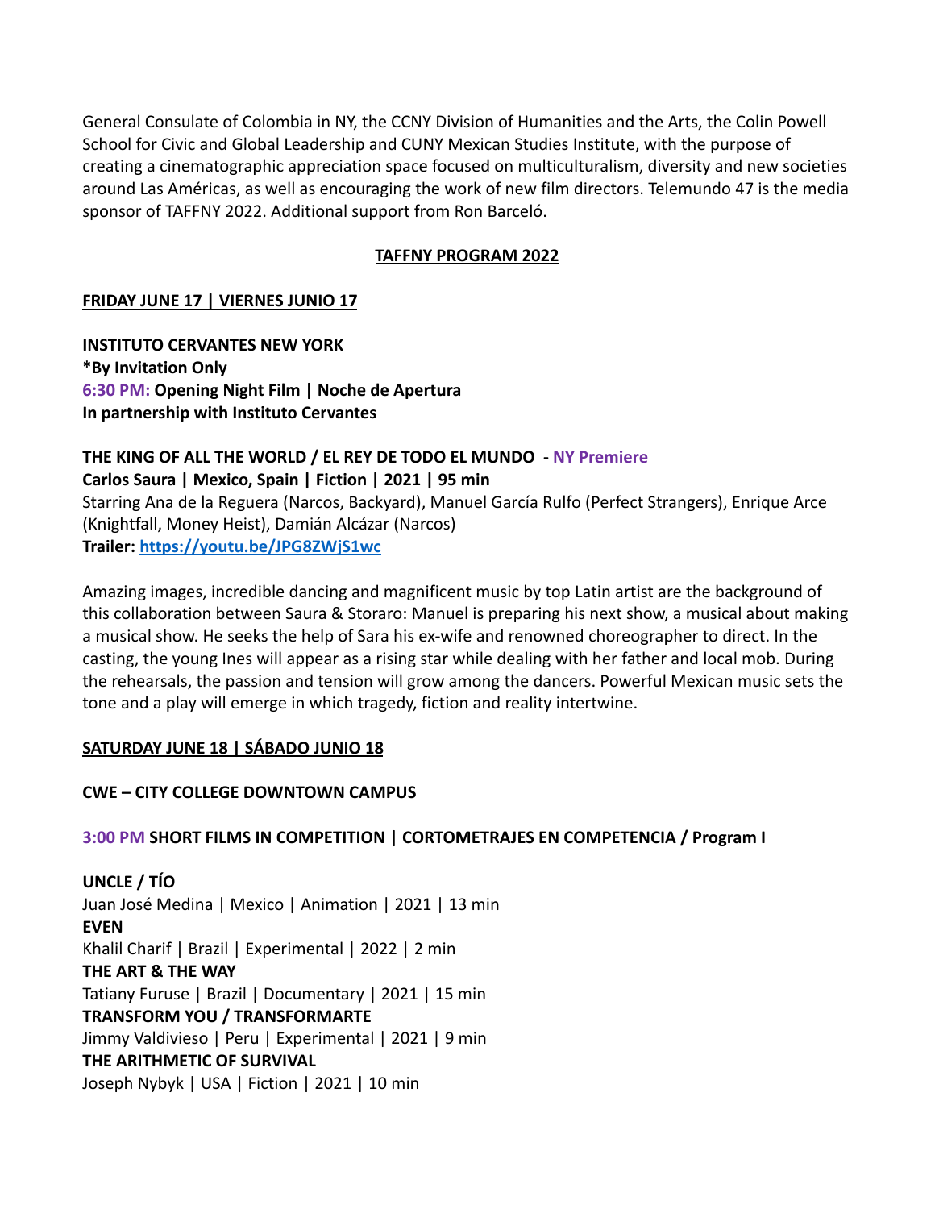General Consulate of Colombia in NY, the CCNY Division of Humanities and the Arts, the Colin Powell School for Civic and Global Leadership and CUNY Mexican Studies Institute, with the purpose of creating a cinematographic appreciation space focused on multiculturalism, diversity and new societies around Las Américas, as well as encouraging the work of new film directors. Telemundo 47 is the media sponsor of TAFFNY 2022. Additional support from Ron Barceló.

## TAFFNY PROGRAM 2022

### FRIDAY JUNE 17 | VIERNES JUNIO 17

**INSTITUTO CERVANTES NEW YORK**
**\*By Invitation Only**
**6:30 PM: Opening Night Film | Noche de Apertura**
**In partnership with Instituto Cervantes**

**THE KING OF ALL THE WORLD / EL REY DE TODO EL MUNDO - NY Premiere**
**Carlos Saura | Mexico, Spain | Fiction | 2021 | 95 min**
Starring Ana de la Reguera (Narcos, Backyard), Manuel García Rulfo (Perfect Strangers), Enrique Arce (Knightfall, Money Heist), Damián Alcázar (Narcos)
**Trailer: https://youtu.be/JPG8ZWjS1wc**

Amazing images, incredible dancing and magnificent music by top Latin artist are the background of this collaboration between Saura & Storaro: Manuel is preparing his next show, a musical about making a musical show. He seeks the help of Sara his ex-wife and renowned choreographer to direct. In the casting, the young Ines will appear as a rising star while dealing with her father and local mob. During the rehearsals, the passion and tension will grow among the dancers. Powerful Mexican music sets the tone and a play will emerge in which tragedy, fiction and reality intertwine.

### SATURDAY JUNE 18 | SÁBADO JUNIO 18

**CWE – CITY COLLEGE DOWNTOWN CAMPUS**

**3:00 PM SHORT FILMS IN COMPETITION | CORTOMETRAJES EN COMPETENCIA / Program I**

**UNCLE / TÍO**
Juan José Medina | Mexico | Animation | 2021 | 13 min
**EVEN**
Khalil Charif | Brazil | Experimental | 2022 | 2 min
**THE ART & THE WAY**
Tatiany Furuse | Brazil | Documentary | 2021 | 15 min
**TRANSFORM YOU / TRANSFORMARTE**
Jimmy Valdivieso | Peru | Experimental | 2021 | 9 min
**THE ARITHMETIC OF SURVIVAL**
Joseph Nybyk | USA | Fiction | 2021 | 10 min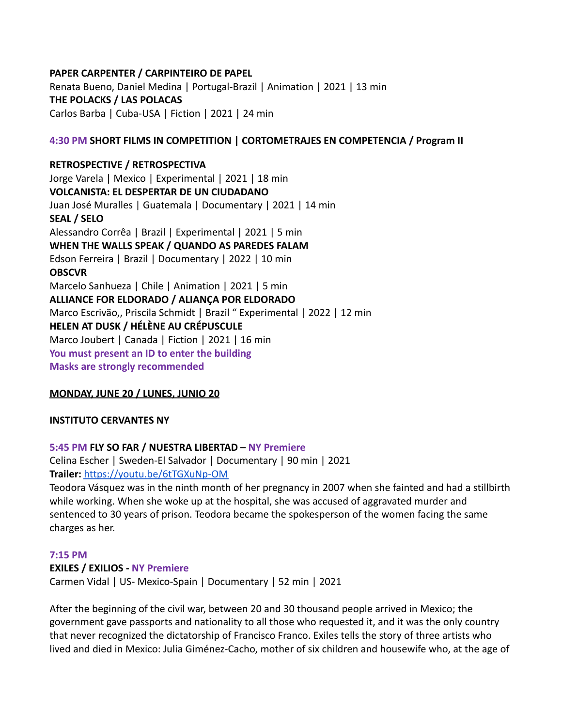**PAPER CARPENTER / CARPINTEIRO DE PAPEL**
Renata Bueno, Daniel Medina | Portugal-Brazil | Animation | 2021 | 13 min
**THE POLACKS / LAS POLACAS**
Carlos Barba | Cuba-USA | Fiction | 2021 | 24 min

**4:30 PM SHORT FILMS IN COMPETITION | CORTOMETRAJES EN COMPETENCIA / Program II**

**RETROSPECTIVE / RETROSPECTIVA**
Jorge Varela | Mexico | Experimental | 2021 | 18 min
**VOLCANISTA: EL DESPERTAR DE UN CIUDADANO**
Juan José Muralles | Guatemala | Documentary | 2021 | 14 min
**SEAL / SELO**
Alessandro Corrêa | Brazil | Experimental | 2021 | 5 min
**WHEN THE WALLS SPEAK / QUANDO AS PAREDES FALAM**
Edson Ferreira | Brazil | Documentary | 2022 | 10 min
**OBSCVR**
Marcelo Sanhueza | Chile | Animation | 2021 | 5 min
**ALLIANCE FOR ELDORADO / ALIANÇA POR ELDORADO**
Marco Escrivão,, Priscila Schmidt | Brazil " Experimental | 2022 | 12 min
**HELEN AT DUSK / HÉLÈNE AU CRÉPUSCULE**
Marco Joubert | Canada | Fiction | 2021 | 16 min
**You must present an ID to enter the building**
**Masks are strongly recommended**

**MONDAY, JUNE 20 / LUNES, JUNIO 20**

**INSTITUTO CERVANTES NY**

**5:45 PM FLY SO FAR / NUESTRA LIBERTAD – NY Premiere**
Celina Escher | Sweden-El Salvador | Documentary | 90 min | 2021
**Trailer:** https://youtu.be/6tTGXuNp-OM
Teodora Vásquez was in the ninth month of her pregnancy in 2007 when she fainted and had a stillbirth while working. When she woke up at the hospital, she was accused of aggravated murder and sentenced to 30 years of prison. Teodora became the spokesperson of the women facing the same charges as her.

**7:15 PM**
**EXILES / EXILIOS - NY Premiere**
Carmen Vidal | US- Mexico-Spain | Documentary | 52 min | 2021

After the beginning of the civil war, between 20 and 30 thousand people arrived in Mexico; the government gave passports and nationality to all those who requested it, and it was the only country that never recognized the dictatorship of Francisco Franco. Exiles tells the story of three artists who lived and died in Mexico: Julia Giménez-Cacho, mother of six children and housewife who, at the age of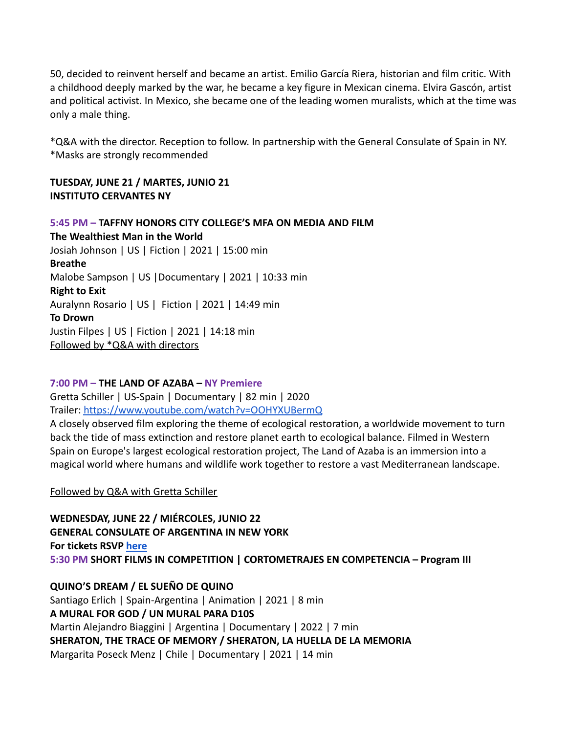50, decided to reinvent herself and became an artist. Emilio García Riera, historian and film critic. With a childhood deeply marked by the war, he became a key figure in Mexican cinema. Elvira Gascón, artist and political activist. In Mexico, she became one of the leading women muralists, which at the time was only a male thing.

*Q&A with the director. Reception to follow. In partnership with the General Consulate of Spain in NY.
*Masks are strongly recommended

**TUESDAY, JUNE 21 / MARTES, JUNIO 21**
**INSTITUTO CERVANTES NY**

**5:45 PM – TAFFNY HONORS CITY COLLEGE'S MFA ON MEDIA AND FILM**
**The Wealthiest Man in the World**
Josiah Johnson | US | Fiction | 2021 | 15:00 min
**Breathe**
Malobe Sampson | US |Documentary | 2021 | 10:33 min
**Right to Exit**
Auralynn Rosario | US | Fiction | 2021 | 14:49 min
**To Drown**
Justin Filpes | US | Fiction | 2021 | 14:18 min
Followed by *Q&A with directors

**7:00 PM – THE LAND OF AZABA – NY Premiere**
Gretta Schiller | US-Spain | Documentary | 82 min | 2020
Trailer: https://www.youtube.com/watch?v=OOHYXUBermQ
A closely observed film exploring the theme of ecological restoration, a worldwide movement to turn back the tide of mass extinction and restore planet earth to ecological balance. Filmed in Western Spain on Europe's largest ecological restoration project, The Land of Azaba is an immersion into a magical world where humans and wildlife work together to restore a vast Mediterranean landscape.

Followed by Q&A with Gretta Schiller

**WEDNESDAY, JUNE 22 / MIÉRCOLES, JUNIO 22**
**GENERAL CONSULATE OF ARGENTINA IN NEW YORK**
**For tickets RSVP here**
**5:30 PM SHORT FILMS IN COMPETITION | CORTOMETRAJES EN COMPETENCIA – Program III**

**QUINO'S DREAM / EL SUEÑO DE QUINO**
Santiago Erlich | Spain-Argentina | Animation | 2021 | 8 min
**A MURAL FOR GOD / UN MURAL PARA D10S**
Martin Alejandro Biaggini | Argentina | Documentary | 2022 | 7 min
**SHERATON, THE TRACE OF MEMORY / SHERATON, LA HUELLA DE LA MEMORIA**
Margarita Poseck Menz | Chile | Documentary | 2021 | 14 min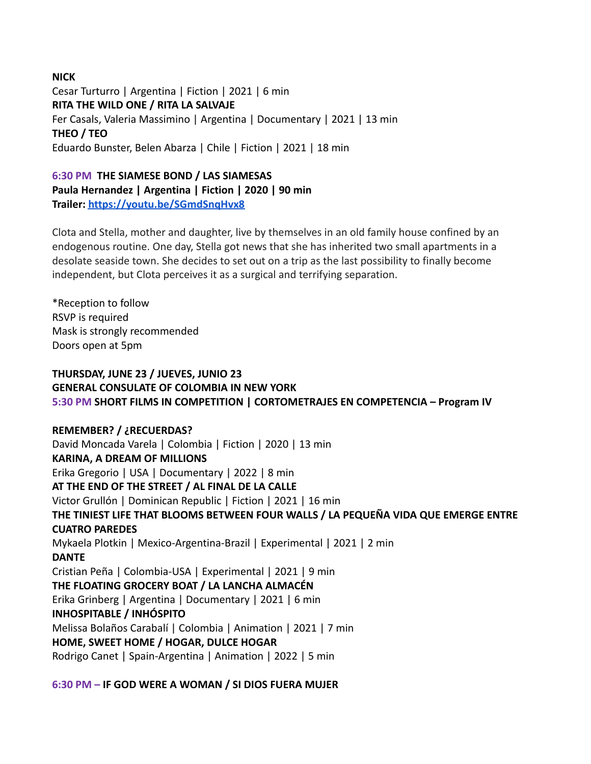**NICK**
Cesar Turturro | Argentina | Fiction | 2021 | 6 min
**RITA THE WILD ONE / RITA LA SALVAJE**
Fer Casals, Valeria Massimino | Argentina | Documentary | 2021 | 13 min
**THEO / TEO**
Eduardo Bunster, Belen Abarza | Chile | Fiction | 2021 | 18 min

**6:30 PM THE SIAMESE BOND / LAS SIAMESAS**
**Paula Hernandez | Argentina | Fiction | 2020 | 90 min**
**Trailer: [https://youtu.be/SGmdSnqHvx8](https://youtu.be/SGmdSnqHvx8)**

Clota and Stella, mother and daughter, live by themselves in an old family house confined by an endogenous routine. One day, Stella got news that she has inherited two small apartments in a desolate seaside town. She decides to set out on a trip as the last possibility to finally become independent, but Clota perceives it as a surgical and terrifying separation.

*Reception to follow
RSVP is required
Mask is strongly recommended
Doors open at 5pm

**THURSDAY, JUNE 23 / JUEVES, JUNIO 23**
**GENERAL CONSULATE OF COLOMBIA IN NEW YORK**
**5:30 PM SHORT FILMS IN COMPETITION | CORTOMETRAJES EN COMPETENCIA – Program IV**

**REMEMBER? / ¿RECUERDAS?**
David Moncada Varela | Colombia | Fiction | 2020 | 13 min
**KARINA, A DREAM OF MILLIONS**
Erika Gregorio | USA | Documentary | 2022 | 8 min
**AT THE END OF THE STREET / AL FINAL DE LA CALLE**
Victor Grullón | Dominican Republic | Fiction | 2021 | 16 min
**THE TINIEST LIFE THAT BLOOMS BETWEEN FOUR WALLS / LA PEQUEÑA VIDA QUE EMERGE ENTRE CUATRO PAREDES**
Mykaela Plotkin | Mexico-Argentina-Brazil | Experimental | 2021 | 2 min
**DANTE**
Cristian Peña | Colombia-USA | Experimental | 2021 | 9 min
**THE FLOATING GROCERY BOAT / LA LANCHA ALMACÉN**
Erika Grinberg | Argentina | Documentary | 2021 | 6 min
**INHOSPITABLE / INHÓSPITO**
Melissa Bolaños Carabalí | Colombia | Animation | 2021 | 7 min
**HOME, SWEET HOME / HOGAR, DULCE HOGAR**
Rodrigo Canet | Spain-Argentina | Animation | 2022 | 5 min

**6:30 PM – IF GOD WERE A WOMAN / SI DIOS FUERA MUJER**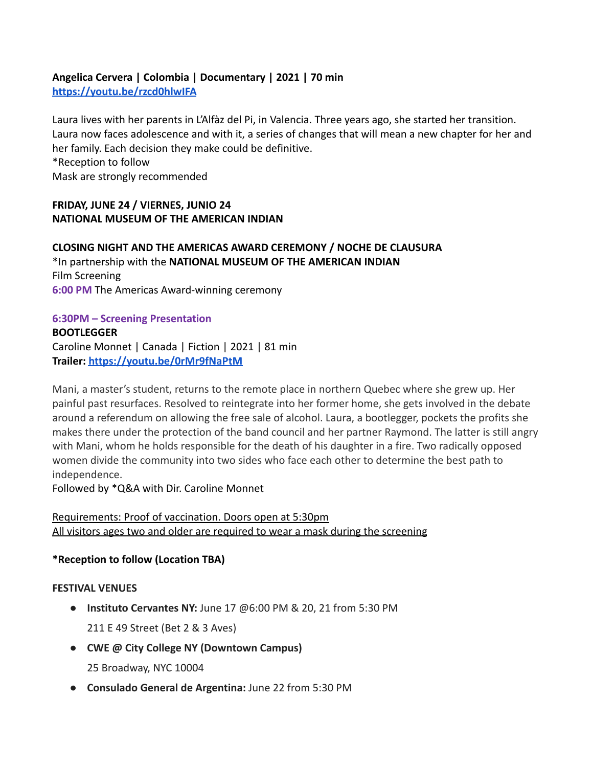**Angelica Cervera | Colombia | Documentary | 2021 | 70 min**
**[https://youtu.be/rzcd0hlwIFA](https://youtu.be/rzcd0hlwIFA)**

Laura lives with her parents in L'Alfàz del Pi, in Valencia. Three years ago, she started her transition. Laura now faces adolescence and with it, a series of changes that will mean a new chapter for her and her family. Each decision they make could be definitive.
*Reception to follow
Mask are strongly recommended

**FRIDAY, JUNE 24 / VIERNES, JUNIO 24**
**NATIONAL MUSEUM OF THE AMERICAN INDIAN**

**CLOSING NIGHT AND THE AMERICAS AWARD CEREMONY / NOCHE DE CLAUSURA**
*In partnership with the **NATIONAL MUSEUM OF THE AMERICAN INDIAN**
Film Screening
**6:00 PM** The Americas Award-winning ceremony

**6:30PM – Screening Presentation**
**BOOTLEGGER**
Caroline Monnet | Canada | Fiction | 2021 | 81 min
**Trailer: [https://youtu.be/0rMr9fNaPtM](https://youtu.be/0rMr9fNaPtM)**

Mani, a master's student, returns to the remote place in northern Quebec where she grew up. Her painful past resurfaces. Resolved to reintegrate into her former home, she gets involved in the debate around a referendum on allowing the free sale of alcohol. Laura, a bootlegger, pockets the profits she makes there under the protection of the band council and her partner Raymond. The latter is still angry with Mani, whom he holds responsible for the death of his daughter in a fire. Two radically opposed women divide the community into two sides who face each other to determine the best path to independence.
Followed by *Q&A with Dir. Caroline Monnet

Requirements: Proof of vaccination. Doors open at 5:30pm
All visitors ages two and older are required to wear a mask during the screening

**\*Reception to follow (Location TBA)**

**FESTIVAL VENUES**

- **Instituto Cervantes NY:** June 17 @6:00 PM & 20, 21 from 5:30 PM
  211 E 49 Street (Bet 2 & 3 Aves)
- **CWE @ City College NY (Downtown Campus)**
  25 Broadway, NYC 10004
- **Consulado General de Argentina:** June 22 from 5:30 PM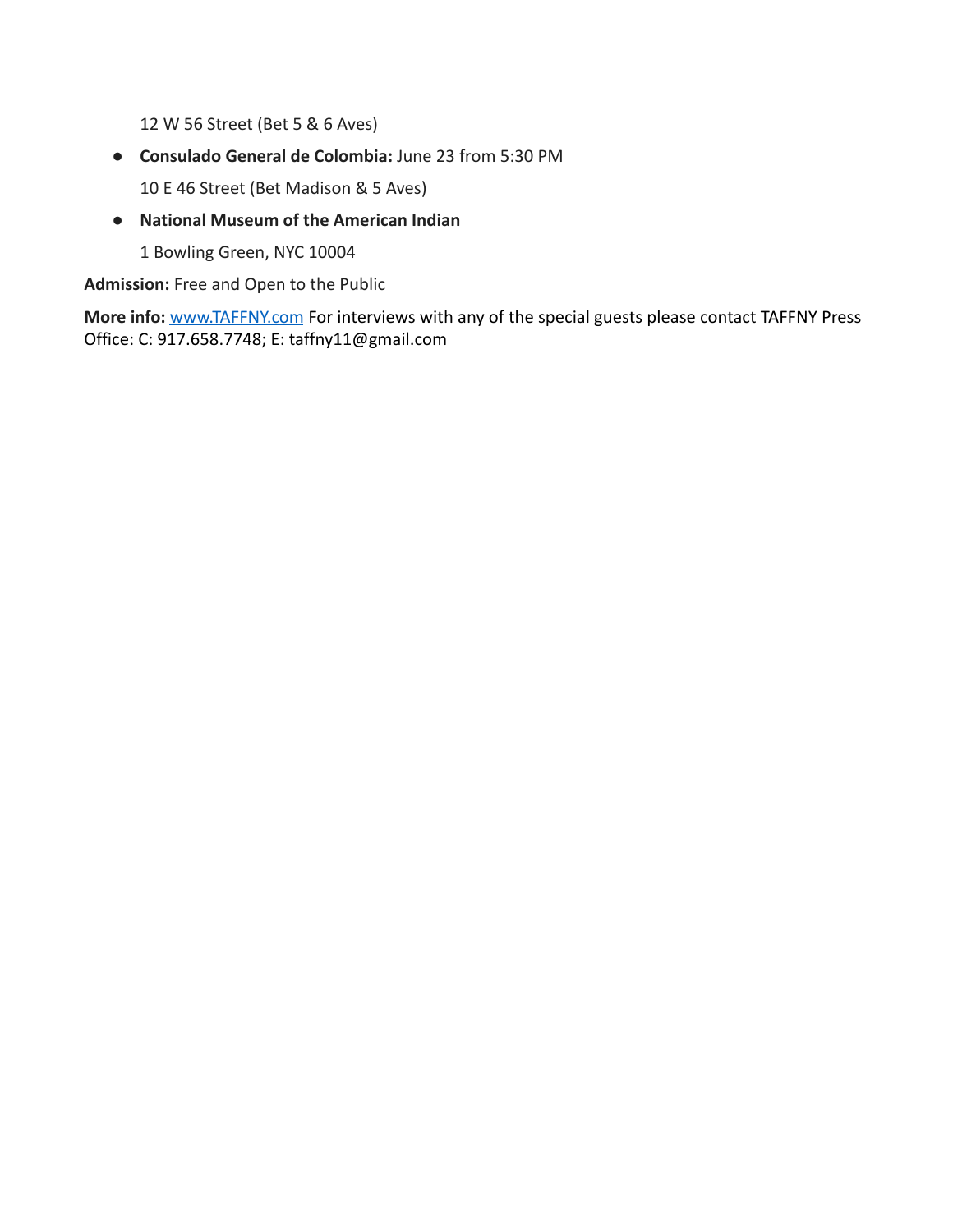12 W 56 Street (Bet 5 & 6 Aves)

- **Consulado General de Colombia:** June 23 from 5:30 PM

  10 E 46 Street (Bet Madison & 5 Aves)

- **National Museum of the American Indian**

  1 Bowling Green, NYC 10004

**Admission:** Free and Open to the Public

**More info:** [www.TAFFNY.com](http://www.TAFFNY.com) For interviews with any of the special guests please contact TAFFNY Press Office: C: 917.658.7748; E: taffny11@gmail.com